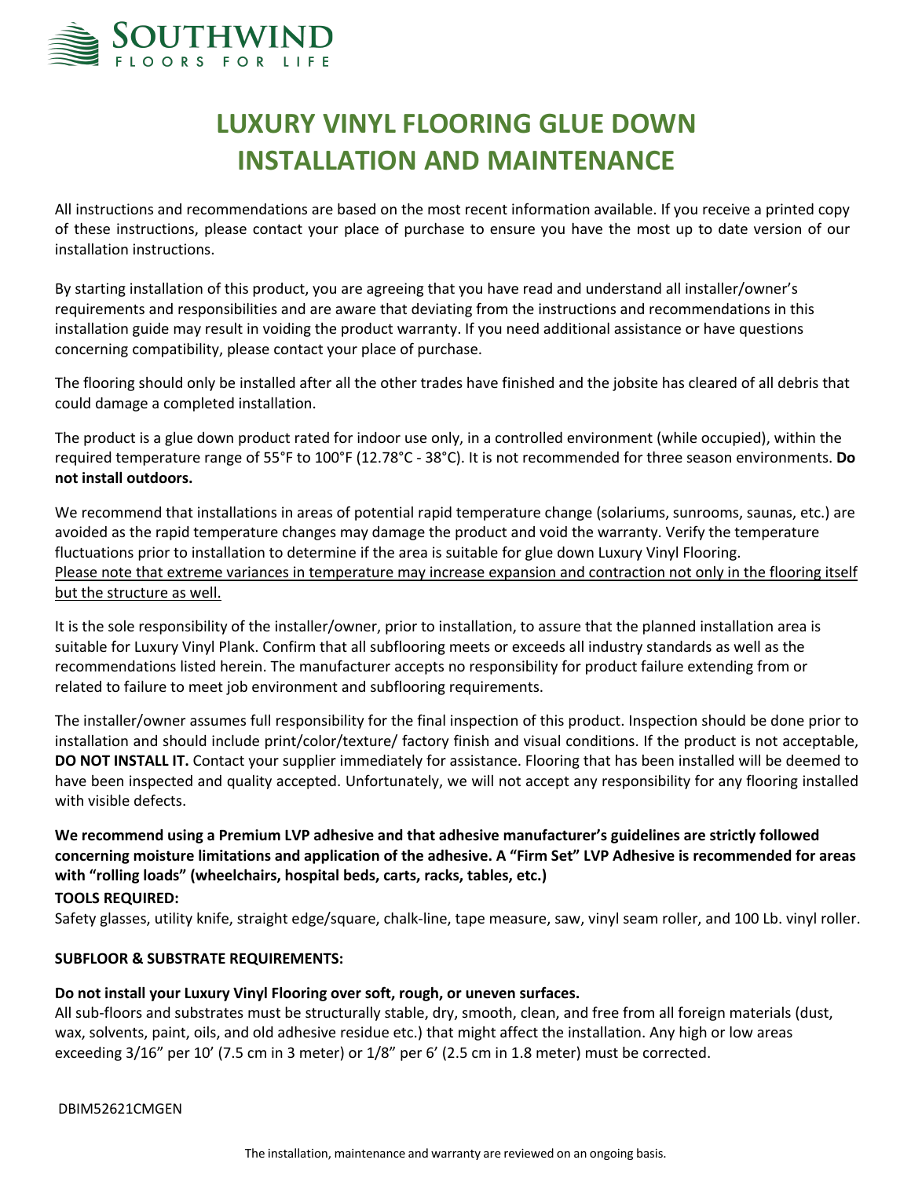SOUTHWIND
FLOORS FOR LIFE

# LUXURY VINYL FLOORING GLUE DOWN INSTALLATION AND MAINTENANCE

All instructions and recommendations are based on the most recent information available. If you receive a printed copy of these instructions, please contact your place of purchase to ensure you have the most up to date version of our installation instructions.

By starting installation of this product, you are agreeing that you have read and understand all installer/owner's requirements and responsibilities and are aware that deviating from the instructions and recommendations in this installation guide may result in voiding the product warranty. If you need additional assistance or have questions concerning compatibility, please contact your place of purchase.

The flooring should only be installed after all the other trades have finished and the jobsite has cleared of all debris that could damage a completed installation.

The product is a glue down product rated for indoor use only, in a controlled environment (while occupied), within the required temperature range of 55°F to 100°F (12.78°C - 38°C). It is not recommended for three season environments. **Do not install outdoors.**

We recommend that installations in areas of potential rapid temperature change (solariums, sunrooms, saunas, etc.) are avoided as the rapid temperature changes may damage the product and void the warranty. Verify the temperature fluctuations prior to installation to determine if the area is suitable for glue down Luxury Vinyl Flooring. Please note that extreme variances in temperature may increase expansion and contraction not only in the flooring itself but the structure as well.

It is the sole responsibility of the installer/owner, prior to installation, to assure that the planned installation area is suitable for Luxury Vinyl Plank. Confirm that all subflooring meets or exceeds all industry standards as well as the recommendations listed herein. The manufacturer accepts no responsibility for product failure extending from or related to failure to meet job environment and subflooring requirements.

The installer/owner assumes full responsibility for the final inspection of this product. Inspection should be done prior to installation and should include print/color/texture/ factory finish and visual conditions. If the product is not acceptable, **DO NOT INSTALL IT.** Contact your supplier immediately for assistance. Flooring that has been installed will be deemed to have been inspected and quality accepted. Unfortunately, we will not accept any responsibility for any flooring installed with visible defects.

**We recommend using a Premium LVP adhesive and that adhesive manufacturer's guidelines are strictly followed concerning moisture limitations and application of the adhesive. A "Firm Set" LVP Adhesive is recommended for areas with "rolling loads" (wheelchairs, hospital beds, carts, racks, tables, etc.)**

**TOOLS REQUIRED:**

Safety glasses, utility knife, straight edge/square, chalk-line, tape measure, saw, vinyl seam roller, and 100 Lb. vinyl roller.

**SUBFLOOR & SUBSTRATE REQUIREMENTS:**

**Do not install your Luxury Vinyl Flooring over soft, rough, or uneven surfaces.**

All sub-floors and substrates must be structurally stable, dry, smooth, clean, and free from all foreign materials (dust, wax, solvents, paint, oils, and old adhesive residue etc.) that might affect the installation. Any high or low areas exceeding 3/16" per 10' (7.5 cm in 3 meter) or 1/8" per 6' (2.5 cm in 1.8 meter) must be corrected.

DBIM52621CMGEN

The installation, maintenance and warranty are reviewed on an ongoing basis.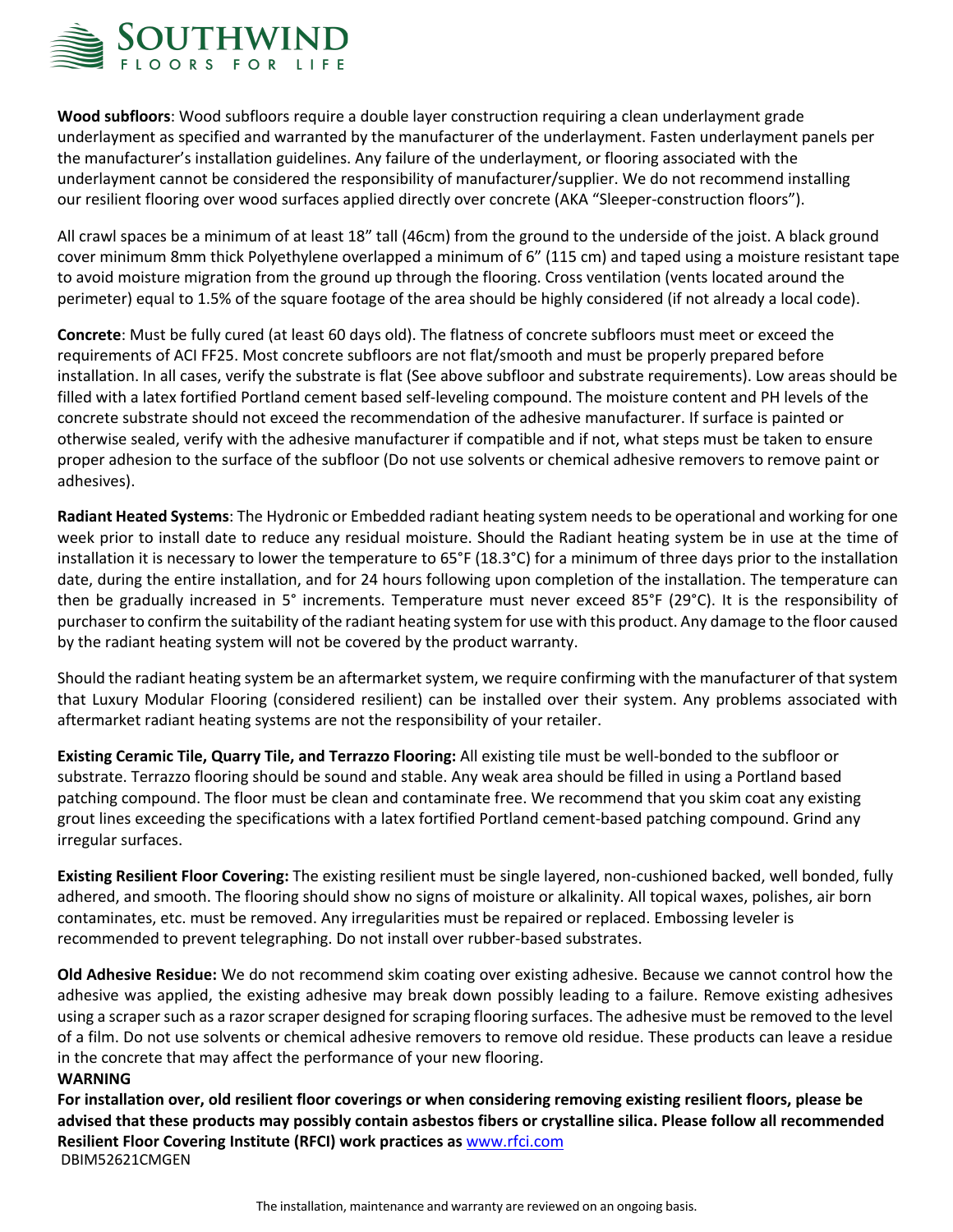**Wood subfloors**: Wood subfloors require a double layer construction requiring a clean underlayment grade underlayment as specified and warranted by the manufacturer of the underlayment. Fasten underlayment panels per the manufacturer's installation guidelines. Any failure of the underlayment, or flooring associated with the underlayment cannot be considered the responsibility of manufacturer/supplier. We do not recommend installing our resilient flooring over wood surfaces applied directly over concrete (AKA "Sleeper-construction floors").

All crawl spaces be a minimum of at least 18" tall (46cm) from the ground to the underside of the joist. A black ground cover minimum 8mm thick Polyethylene overlapped a minimum of 6" (115 cm) and taped using a moisture resistant tape to avoid moisture migration from the ground up through the flooring. Cross ventilation (vents located around the perimeter) equal to 1.5% of the square footage of the area should be highly considered (if not already a local code).

**Concrete**: Must be fully cured (at least 60 days old). The flatness of concrete subfloors must meet or exceed the requirements of ACI FF25. Most concrete subfloors are not flat/smooth and must be properly prepared before installation. In all cases, verify the substrate is flat (See above subfloor and substrate requirements). Low areas should be filled with a latex fortified Portland cement based self-leveling compound. The moisture content and PH levels of the concrete substrate should not exceed the recommendation of the adhesive manufacturer. If surface is painted or otherwise sealed, verify with the adhesive manufacturer if compatible and if not, what steps must be taken to ensure proper adhesion to the surface of the subfloor (Do not use solvents or chemical adhesive removers to remove paint or adhesives).

**Radiant Heated Systems**: The Hydronic or Embedded radiant heating system needs to be operational and working for one week prior to install date to reduce any residual moisture. Should the Radiant heating system be in use at the time of installation it is necessary to lower the temperature to 65°F (18.3°C) for a minimum of three days prior to the installation date, during the entire installation, and for 24 hours following upon completion of the installation. The temperature can then be gradually increased in 5° increments. Temperature must never exceed 85°F (29°C). It is the responsibility of purchaser to confirm the suitability of the radiant heating system for use with this product. Any damage to the floor caused by the radiant heating system will not be covered by the product warranty.

Should the radiant heating system be an aftermarket system, we require confirming with the manufacturer of that system that Luxury Modular Flooring (considered resilient) can be installed over their system. Any problems associated with aftermarket radiant heating systems are not the responsibility of your retailer.

**Existing Ceramic Tile, Quarry Tile, and Terrazzo Flooring:** All existing tile must be well-bonded to the subfloor or substrate. Terrazzo flooring should be sound and stable. Any weak area should be filled in using a Portland based patching compound. The floor must be clean and contaminate free. We recommend that you skim coat any existing grout lines exceeding the specifications with a latex fortified Portland cement-based patching compound. Grind any irregular surfaces.

**Existing Resilient Floor Covering:** The existing resilient must be single layered, non-cushioned backed, well bonded, fully adhered, and smooth. The flooring should show no signs of moisture or alkalinity. All topical waxes, polishes, air born contaminates, etc. must be removed. Any irregularities must be repaired or replaced. Embossing leveler is recommended to prevent telegraphing. Do not install over rubber-based substrates.

**Old Adhesive Residue:** We do not recommend skim coating over existing adhesive. Because we cannot control how the adhesive was applied, the existing adhesive may break down possibly leading to a failure. Remove existing adhesives using a scraper such as a razor scraper designed for scraping flooring surfaces. The adhesive must be removed to the level of a film. Do not use solvents or chemical adhesive removers to remove old residue. These products can leave a residue in the concrete that may affect the performance of your new flooring.

**WARNING**

**For installation over, old resilient floor coverings or when considering removing existing resilient floors, please be advised that these products may possibly contain asbestos fibers or crystalline silica. Please follow all recommended Resilient Floor Covering Institute (RFCI) work practices as** [www.rfci.com](http://www.rfci.com)

DBIM52621CMGEN

The installation, maintenance and warranty are reviewed on an ongoing basis.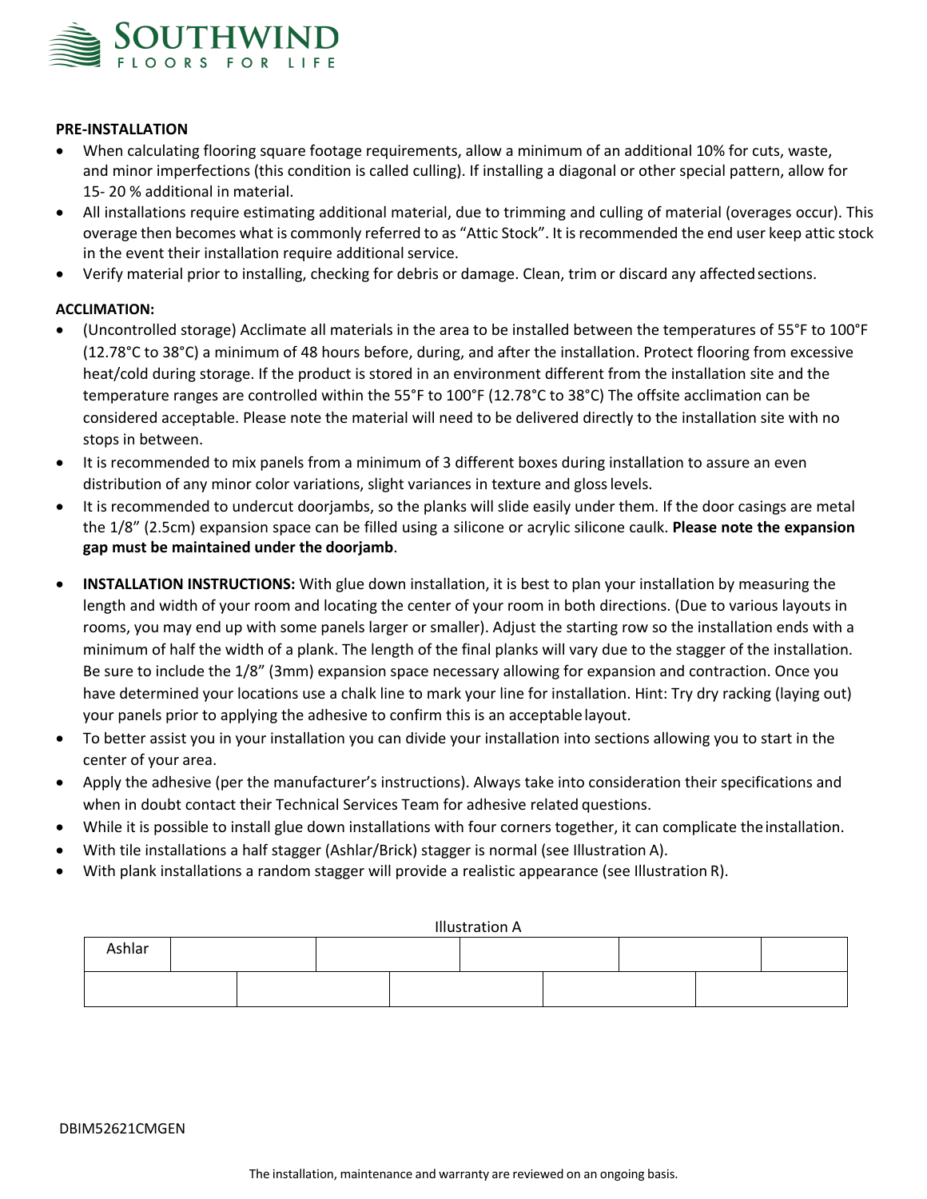**PRE-INSTALLATION**

- When calculating flooring square footage requirements, allow a minimum of an additional 10% for cuts, waste, and minor imperfections (this condition is called culling). If installing a diagonal or other special pattern, allow for 15- 20 % additional in material.
- All installations require estimating additional material, due to trimming and culling of material (overages occur). This overage then becomes what is commonly referred to as "Attic Stock". It is recommended the end user keep attic stock in the event their installation require additional service.
- Verify material prior to installing, checking for debris or damage. Clean, trim or discard any affected sections.

**ACCLIMATION:**

- (Uncontrolled storage) Acclimate all materials in the area to be installed between the temperatures of 55°F to 100°F (12.78°C to 38°C) a minimum of 48 hours before, during, and after the installation. Protect flooring from excessive heat/cold during storage. If the product is stored in an environment different from the installation site and the temperature ranges are controlled within the 55°F to 100°F (12.78°C to 38°C) The offsite acclimation can be considered acceptable. Please note the material will need to be delivered directly to the installation site with no stops in between.
- It is recommended to mix panels from a minimum of 3 different boxes during installation to assure an even distribution of any minor color variations, slight variances in texture and gloss levels.
- It is recommended to undercut doorjambs, so the planks will slide easily under them. If the door casings are metal the 1/8" (2.5cm) expansion space can be filled using a silicone or acrylic silicone caulk. **Please note the expansion gap must be maintained under the doorjamb**.

- **INSTALLATION INSTRUCTIONS:** With glue down installation, it is best to plan your installation by measuring the length and width of your room and locating the center of your room in both directions. (Due to various layouts in rooms, you may end up with some panels larger or smaller). Adjust the starting row so the installation ends with a minimum of half the width of a plank. The length of the final planks will vary due to the stagger of the installation. Be sure to include the 1/8" (3mm) expansion space necessary allowing for expansion and contraction. Once you have determined your locations use a chalk line to mark your line for installation. Hint: Try dry racking (laying out) your panels prior to applying the adhesive to confirm this is an acceptable layout.
- To better assist you in your installation you can divide your installation into sections allowing you to start in the center of your area.
- Apply the adhesive (per the manufacturer's instructions). Always take into consideration their specifications and when in doubt contact their Technical Services Team for adhesive related questions.
- While it is possible to install glue down installations with four corners together, it can complicate the installation.
- With tile installations a half stagger (Ashlar/Brick) stagger is normal (see Illustration A).
- With plank installations a random stagger will provide a realistic appearance (see Illustration R).

Illustration A

| Ashlar | | | | | |
|---|---|---|---|---|---|
| | | | | | |

DBIM52621CMGEN

The installation, maintenance and warranty are reviewed on an ongoing basis.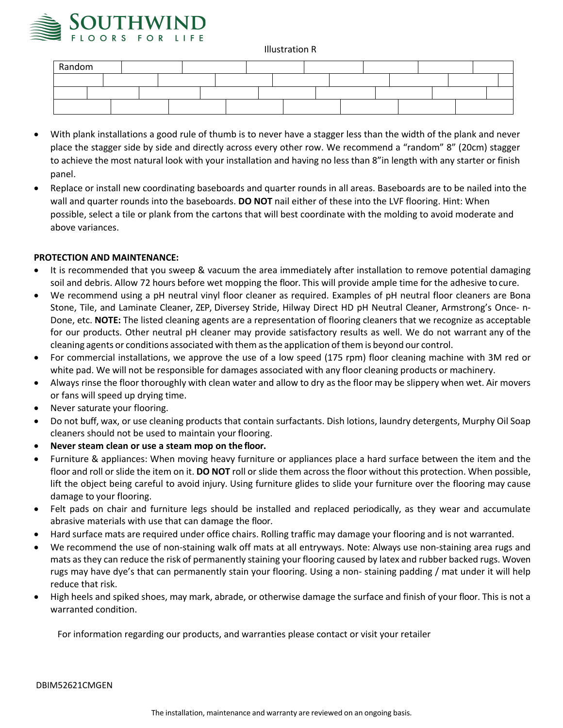Illustration R

Random

- With plank installations a good rule of thumb is to never have a stagger less than the width of the plank and never place the stagger side by side and directly across every other row. We recommend a "random" 8" (20cm) stagger to achieve the most natural look with your installation and having no less than 8"in length with any starter or finish panel.
- Replace or install new coordinating baseboards and quarter rounds in all areas. Baseboards are to be nailed into the wall and quarter rounds into the baseboards. **DO NOT** nail either of these into the LVF flooring. Hint: When possible, select a tile or plank from the cartons that will best coordinate with the molding to avoid moderate and above variances.

**PROTECTION AND MAINTENANCE:**

- It is recommended that you sweep & vacuum the area immediately after installation to remove potential damaging soil and debris. Allow 72 hours before wet mopping the floor. This will provide ample time for the adhesive to cure.
- We recommend using a pH neutral vinyl floor cleaner as required. Examples of pH neutral floor cleaners are Bona Stone, Tile, and Laminate Cleaner, ZEP, Diversey Stride, Hilway Direct HD pH Neutral Cleaner, Armstrong's Once- n-Done, etc. **NOTE:** The listed cleaning agents are a representation of flooring cleaners that we recognize as acceptable for our products. Other neutral pH cleaner may provide satisfactory results as well. We do not warrant any of the cleaning agents or conditions associated with them as the application of them is beyond our control.
- For commercial installations, we approve the use of a low speed (175 rpm) floor cleaning machine with 3M red or white pad. We will not be responsible for damages associated with any floor cleaning products or machinery.
- Always rinse the floor thoroughly with clean water and allow to dry as the floor may be slippery when wet. Air movers or fans will speed up drying time.
- Never saturate your flooring.
- Do not buff, wax, or use cleaning products that contain surfactants. Dish lotions, laundry detergents, Murphy Oil Soap cleaners should not be used to maintain your flooring.
- **Never steam clean or use a steam mop on the floor.**
- Furniture & appliances: When moving heavy furniture or appliances place a hard surface between the item and the floor and roll or slide the item on it. **DO NOT** roll or slide them across the floor without this protection. When possible, lift the object being careful to avoid injury. Using furniture glides to slide your furniture over the flooring may cause damage to your flooring.
- Felt pads on chair and furniture legs should be installed and replaced periodically, as they wear and accumulate abrasive materials with use that can damage the floor.
- Hard surface mats are required under office chairs. Rolling traffic may damage your flooring and is not warranted.
- We recommend the use of non-staining walk off mats at all entryways. Note: Always use non-staining area rugs and mats as they can reduce the risk of permanently staining your flooring caused by latex and rubber backed rugs. Woven rugs may have dye's that can permanently stain your flooring. Using a non- staining padding / mat under it will help reduce that risk.
- High heels and spiked shoes, may mark, abrade, or otherwise damage the surface and finish of your floor. This is not a warranted condition.

For information regarding our products, and warranties please contact or visit your retailer

DBIM52621CMGEN

The installation, maintenance and warranty are reviewed on an ongoing basis.